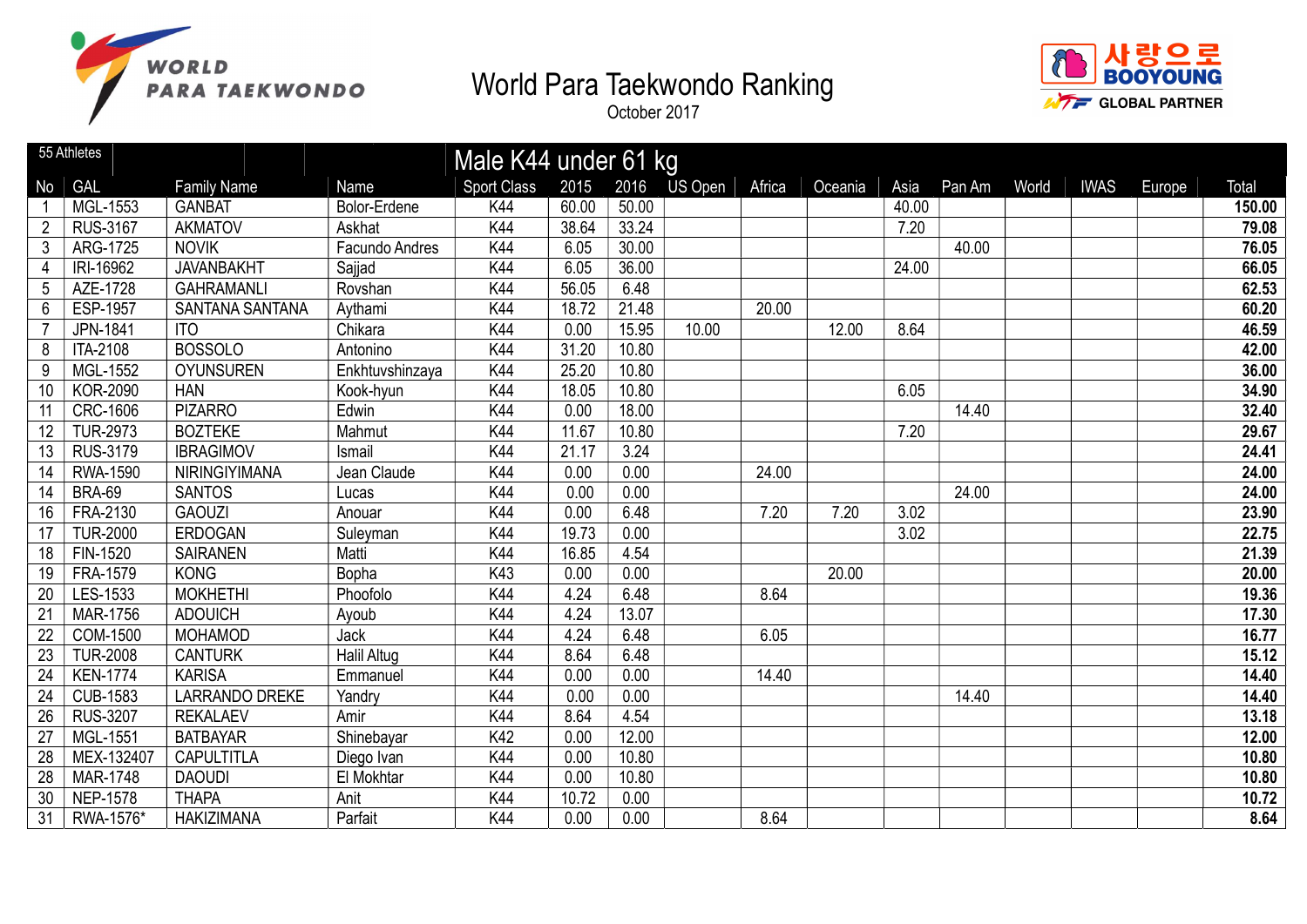# World Para Taekwondo Ranking

October 2017

| 55 Athletes | | | | Male K44 under 61 kg | | | | | | | | | | | |
|---|---|---|---|---|---|---|---|---|---|---|---|---|---|---|---|
| No | GAL | Family Name | Name | Sport Class | 2015 | 2016 | US Open | Africa | Oceania | Asia | Pan Am | World | IWAS | Europe | Total |
| 1 | MGL-1553 | GANBAT | Bolor-Erdene | K44 | 60.00 | 50.00 | | | | 40.00 | | | | | **150.00** |
| 2 | RUS-3167 | AKMATOV | Askhat | K44 | 38.64 | 33.24 | | | | 7.20 | | | | | **79.08** |
| 3 | ARG-1725 | NOVIK | Facundo Andres | K44 | 6.05 | 30.00 | | | | | 40.00 | | | | **76.05** |
| 4 | IRI-16962 | JAVANBAKHT | Sajjad | K44 | 6.05 | 36.00 | | | | 24.00 | | | | | **66.05** |
| 5 | AZE-1728 | GAHRAMANLI | Rovshan | K44 | 56.05 | 6.48 | | | | | | | | | **62.53** |
| 6 | ESP-1957 | SANTANA SANTANA | Aythami | K44 | 18.72 | 21.48 | | 20.00 | | | | | | | **60.20** |
| 7 | JPN-1841 | ITO | Chikara | K44 | 0.00 | 15.95 | 10.00 | | 12.00 | 8.64 | | | | | **46.59** |
| 8 | ITA-2108 | BOSSOLO | Antonino | K44 | 31.20 | 10.80 | | | | | | | | | **42.00** |
| 9 | MGL-1552 | OYUNSUREN | Enkhtuvshinzaya | K44 | 25.20 | 10.80 | | | | | | | | | **36.00** |
| 10 | KOR-2090 | HAN | Kook-hyun | K44 | 18.05 | 10.80 | | | | 6.05 | | | | | **34.90** |
| 11 | CRC-1606 | PIZARRO | Edwin | K44 | 0.00 | 18.00 | | | | | 14.40 | | | | **32.40** |
| 12 | TUR-2973 | BOZTEKE | Mahmut | K44 | 11.67 | 10.80 | | | | 7.20 | | | | | **29.67** |
| 13 | RUS-3179 | IBRAGIMOV | Ismail | K44 | 21.17 | 3.24 | | | | | | | | | **24.41** |
| 14 | RWA-1590 | NIRINGIYIMANA | Jean Claude | K44 | 0.00 | 0.00 | | 24.00 | | | | | | | **24.00** |
| 14 | BRA-69 | SANTOS | Lucas | K44 | 0.00 | 0.00 | | | | | 24.00 | | | | **24.00** |
| 16 | FRA-2130 | GAOUZI | Anouar | K44 | 0.00 | 6.48 | | 7.20 | 7.20 | 3.02 | | | | | **23.90** |
| 17 | TUR-2000 | ERDOGAN | Suleyman | K44 | 19.73 | 0.00 | | | | 3.02 | | | | | **22.75** |
| 18 | FIN-1520 | SAIRANEN | Matti | K44 | 16.85 | 4.54 | | | | | | | | | **21.39** |
| 19 | FRA-1579 | KONG | Bopha | K43 | 0.00 | 0.00 | | | 20.00 | | | | | | **20.00** |
| 20 | LES-1533 | MOKHETHI | Phoofolo | K44 | 4.24 | 6.48 | | 8.64 | | | | | | | **19.36** |
| 21 | MAR-1756 | ADOUICH | Ayoub | K44 | 4.24 | 13.07 | | | | | | | | | **17.30** |
| 22 | COM-1500 | MOHAMOD | Jack | K44 | 4.24 | 6.48 | | 6.05 | | | | | | | **16.77** |
| 23 | TUR-2008 | CANTURK | Halil Altug | K44 | 8.64 | 6.48 | | | | | | | | | **15.12** |
| 24 | KEN-1774 | KARISA | Emmanuel | K44 | 0.00 | 0.00 | | 14.40 | | | | | | | **14.40** |
| 24 | CUB-1583 | LARRANDO DREKE | Yandry | K44 | 0.00 | 0.00 | | | | | 14.40 | | | | **14.40** |
| 26 | RUS-3207 | REKALAEV | Amir | K44 | 8.64 | 4.54 | | | | | | | | | **13.18** |
| 27 | MGL-1551 | BATBAYAR | Shinebayar | K42 | 0.00 | 12.00 | | | | | | | | | **12.00** |
| 28 | MEX-132407 | CAPULTITLA | Diego Ivan | K44 | 0.00 | 10.80 | | | | | | | | | **10.80** |
| 28 | MAR-1748 | DAOUDI | El Mokhtar | K44 | 0.00 | 10.80 | | | | | | | | | **10.80** |
| 30 | NEP-1578 | THAPA | Anit | K44 | 10.72 | 0.00 | | | | | | | | | **10.72** |
| 31 | RWA-1576* | HAKIZIMANA | Parfait | K44 | 0.00 | 0.00 | | 8.64 | | | | | | | **8.64** |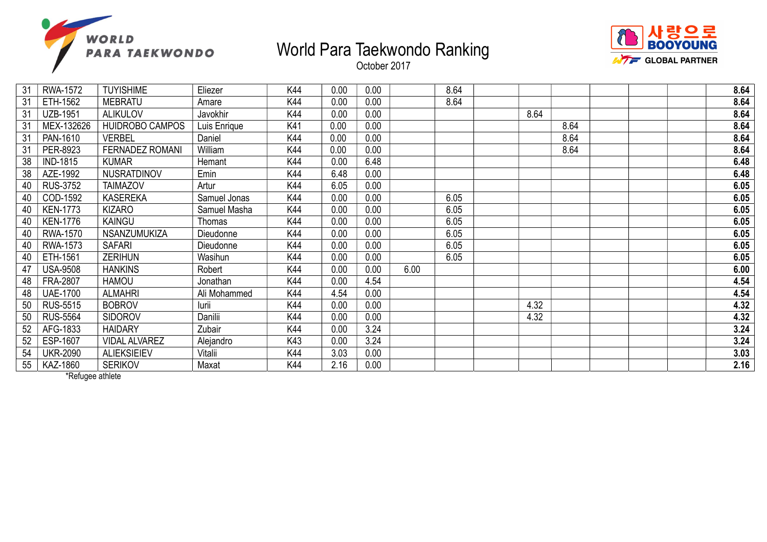# World Para Taekwondo Ranking

October 2017

| | | | | | | | | | | | | | | | |
|---|---|---|---|---|---|---|---|---|---|---|---|---|---|---|---|
| 31 | RWA-1572 | TUYISHIME | Eliezer | K44 | 0.00 | 0.00 | | 8.64 | | | | | | | **8.64** |
| 31 | ETH-1562 | MEBRATU | Amare | K44 | 0.00 | 0.00 | | 8.64 | | | | | | | **8.64** |
| 31 | UZB-1951 | ALIKULOV | Javokhir | K44 | 0.00 | 0.00 | | | | 8.64 | | | | | **8.64** |
| 31 | MEX-132626 | HUIDROBO CAMPOS | Luis Enrique | K41 | 0.00 | 0.00 | | | | | 8.64 | | | | **8.64** |
| 31 | PAN-1610 | VERBEL | Daniel | K44 | 0.00 | 0.00 | | | | | 8.64 | | | | **8.64** |
| 31 | PER-8923 | FERNADEZ ROMANI | William | K44 | 0.00 | 0.00 | | | | | 8.64 | | | | **8.64** |
| 38 | IND-1815 | KUMAR | Hemant | K44 | 0.00 | 6.48 | | | | | | | | | **6.48** |
| 38 | AZE-1992 | NUSRATDINOV | Emin | K44 | 6.48 | 0.00 | | | | | | | | | **6.48** |
| 40 | RUS-3752 | TAIMAZOV | Artur | K44 | 6.05 | 0.00 | | | | | | | | | **6.05** |
| 40 | COD-1592 | KASEREKA | Samuel Jonas | K44 | 0.00 | 0.00 | | 6.05 | | | | | | | **6.05** |
| 40 | KEN-1773 | KIZARO | Samuel Masha | K44 | 0.00 | 0.00 | | 6.05 | | | | | | | **6.05** |
| 40 | KEN-1776 | KAINGU | Thomas | K44 | 0.00 | 0.00 | | 6.05 | | | | | | | **6.05** |
| 40 | RWA-1570 | NSANZUMUKIZA | Dieudonne | K44 | 0.00 | 0.00 | | 6.05 | | | | | | | **6.05** |
| 40 | RWA-1573 | SAFARI | Dieudonne | K44 | 0.00 | 0.00 | | 6.05 | | | | | | | **6.05** |
| 40 | ETH-1561 | ZERIHUN | Wasihun | K44 | 0.00 | 0.00 | | 6.05 | | | | | | | **6.05** |
| 47 | USA-9508 | HANKINS | Robert | K44 | 0.00 | 0.00 | 6.00 | | | | | | | | **6.00** |
| 48 | FRA-2807 | HAMOU | Jonathan | K44 | 0.00 | 4.54 | | | | | | | | | **4.54** |
| 48 | UAE-1700 | ALMAHRI | Ali Mohammed | K44 | 4.54 | 0.00 | | | | | | | | | **4.54** |
| 50 | RUS-5515 | BOBROV | Iurii | K44 | 0.00 | 0.00 | | | | 4.32 | | | | | **4.32** |
| 50 | RUS-5564 | SIDOROV | Danilii | K44 | 0.00 | 0.00 | | | | 4.32 | | | | | **4.32** |
| 52 | AFG-1833 | HAIDARY | Zubair | K44 | 0.00 | 3.24 | | | | | | | | | **3.24** |
| 52 | ESP-1607 | VIDAL ALVAREZ | Alejandro | K43 | 0.00 | 3.24 | | | | | | | | | **3.24** |
| 54 | UKR-2090 | ALIEKSIEIEV | Vitalii | K44 | 3.03 | 0.00 | | | | | | | | | **3.03** |
| 55 | KAZ-1860 | SERIKOV | Maxat | K44 | 2.16 | 0.00 | | | | | | | | | **2.16** |

*Refugee athlete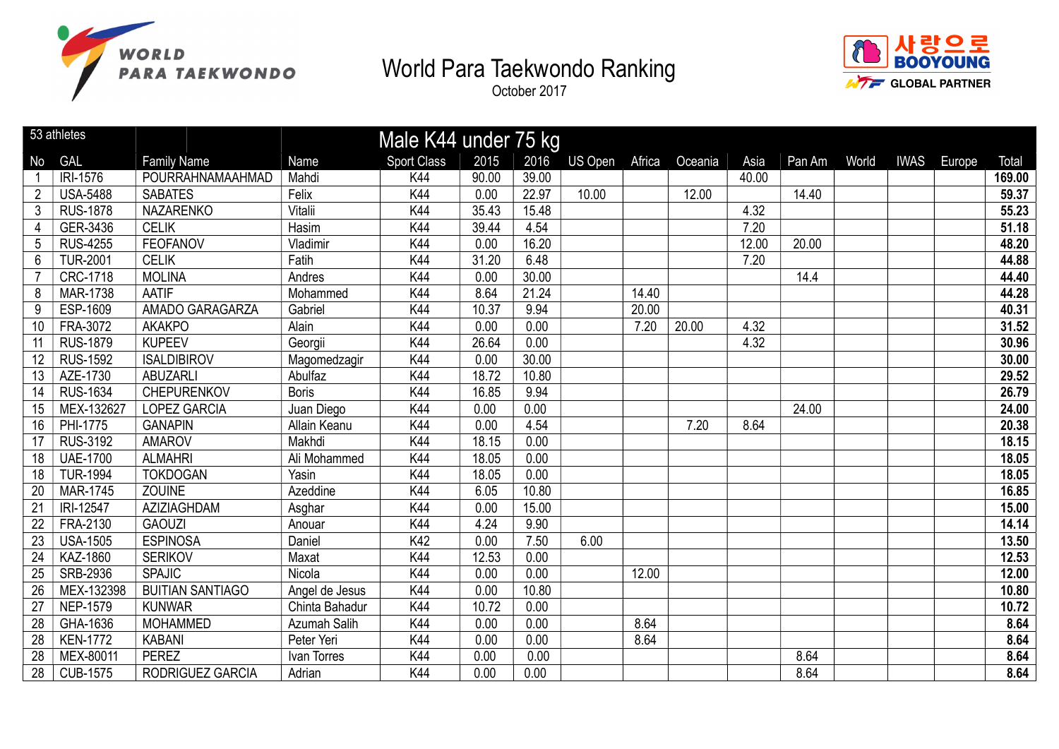# World Para Taekwondo Ranking

October 2017

| 53 athletes | | | | Male K44 under 75 kg | | | | | | | | | | | | |
|---|---|---|---|---|---|---|---|---|---|---|---|---|---|---|---|---|
| No | GAL | Family Name | Name | Sport Class | 2015 | 2016 | US Open | Africa | Oceania | Asia | Pan Am | World | IWAS | Europe | Total |
| 1 | IRI-1576 | POURRAHNAMAAHMAD | Mahdi | K44 | 90.00 | 39.00 | | | | 40.00 | | | | | 169.00 |
| 2 | USA-5488 | SABATES | Felix | K44 | 0.00 | 22.97 | 10.00 | | 12.00 | | 14.40 | | | | 59.37 |
| 3 | RUS-1878 | NAZARENKO | Vitalii | K44 | 35.43 | 15.48 | | | | 4.32 | | | | | 55.23 |
| 4 | GER-3436 | CELIK | Hasim | K44 | 39.44 | 4.54 | | | | 7.20 | | | | | 51.18 |
| 5 | RUS-4255 | FEOFANOV | Vladimir | K44 | 0.00 | 16.20 | | | | 12.00 | 20.00 | | | | 48.20 |
| 6 | TUR-2001 | CELIK | Fatih | K44 | 31.20 | 6.48 | | | | 7.20 | | | | | 44.88 |
| 7 | CRC-1718 | MOLINA | Andres | K44 | 0.00 | 30.00 | | | | | 14.4 | | | | 44.40 |
| 8 | MAR-1738 | AATIF | Mohammed | K44 | 8.64 | 21.24 | | 14.40 | | | | | | | 44.28 |
| 9 | ESP-1609 | AMADO GARAGARZA | Gabriel | K44 | 10.37 | 9.94 | | 20.00 | | | | | | | 40.31 |
| 10 | FRA-3072 | AKAKPO | Alain | K44 | 0.00 | 0.00 | | 7.20 | 20.00 | 4.32 | | | | | 31.52 |
| 11 | RUS-1879 | KUPEEV | Georgii | K44 | 26.64 | 0.00 | | | | 4.32 | | | | | 30.96 |
| 12 | RUS-1592 | ISALDIBIROV | Magomedzagir | K44 | 0.00 | 30.00 | | | | | | | | | 30.00 |
| 13 | AZE-1730 | ABUZARLI | Abulfaz | K44 | 18.72 | 10.80 | | | | | | | | | 29.52 |
| 14 | RUS-1634 | CHEPURENKOV | Boris | K44 | 16.85 | 9.94 | | | | | | | | | 26.79 |
| 15 | MEX-132627 | LOPEZ GARCIA | Juan Diego | K44 | 0.00 | 0.00 | | | | | 24.00 | | | | 24.00 |
| 16 | PHI-1775 | GANAPIN | Allain Keanu | K44 | 0.00 | 4.54 | | | 7.20 | 8.64 | | | | | 20.38 |
| 17 | RUS-3192 | AMAROV | Makhdi | K44 | 18.15 | 0.00 | | | | | | | | | 18.15 |
| 18 | UAE-1700 | ALMAHRI | Ali Mohammed | K44 | 18.05 | 0.00 | | | | | | | | | 18.05 |
| 18 | TUR-1994 | TOKDOGAN | Yasin | K44 | 18.05 | 0.00 | | | | | | | | | 18.05 |
| 20 | MAR-1745 | ZOUINE | Azeddine | K44 | 6.05 | 10.80 | | | | | | | | | 16.85 |
| 21 | IRI-12547 | AZIZIAGHDAM | Asghar | K44 | 0.00 | 15.00 | | | | | | | | | 15.00 |
| 22 | FRA-2130 | GAOUZI | Anouar | K44 | 4.24 | 9.90 | | | | | | | | | 14.14 |
| 23 | USA-1505 | ESPINOSA | Daniel | K42 | 0.00 | 7.50 | 6.00 | | | | | | | | 13.50 |
| 24 | KAZ-1860 | SERIKOV | Maxat | K44 | 12.53 | 0.00 | | | | | | | | | 12.53 |
| 25 | SRB-2936 | SPAJIC | Nicola | K44 | 0.00 | 0.00 | | 12.00 | | | | | | | 12.00 |
| 26 | MEX-132398 | BUITIAN SANTIAGO | Angel de Jesus | K44 | 0.00 | 10.80 | | | | | | | | | 10.80 |
| 27 | NEP-1579 | KUNWAR | Chinta Bahadur | K44 | 10.72 | 0.00 | | | | | | | | | 10.72 |
| 28 | GHA-1636 | MOHAMMED | Azumah Salih | K44 | 0.00 | 0.00 | | 8.64 | | | | | | | 8.64 |
| 28 | KEN-1772 | KABANI | Peter Yeri | K44 | 0.00 | 0.00 | | 8.64 | | | | | | | 8.64 |
| 28 | MEX-80011 | PEREZ | Ivan Torres | K44 | 0.00 | 0.00 | | | | | 8.64 | | | | 8.64 |
| 28 | CUB-1575 | RODRIGUEZ GARCIA | Adrian | K44 | 0.00 | 0.00 | | | | | 8.64 | | | | 8.64 |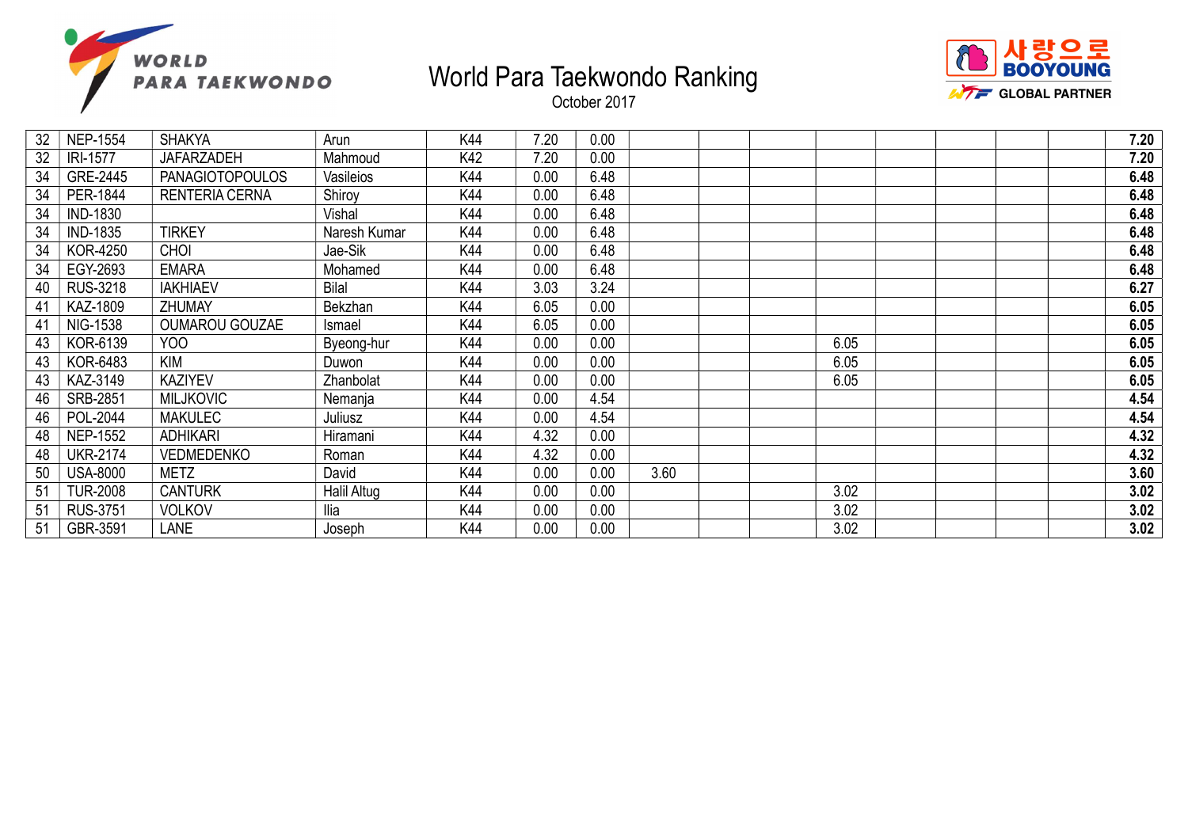# World Para Taekwondo Ranking

October 2017

| | | | | | | | | | | | | | | | |
|---|---|---|---|---|---|---|---|---|---|---|---|---|---|---|---|
| 32 | NEP-1554 | SHAKYA | Arun | K44 | 7.20 | 0.00 | | | | | | | | | **7.20** |
| 32 | IRI-1577 | JAFARZADEH | Mahmoud | K42 | 7.20 | 0.00 | | | | | | | | | **7.20** |
| 34 | GRE-2445 | PANAGIOTOPOULOS | Vasileios | K44 | 0.00 | 6.48 | | | | | | | | | **6.48** |
| 34 | PER-1844 | RENTERIA CERNA | Shiroy | K44 | 0.00 | 6.48 | | | | | | | | | **6.48** |
| 34 | IND-1830 | | Vishal | K44 | 0.00 | 6.48 | | | | | | | | | **6.48** |
| 34 | IND-1835 | TIRKEY | Naresh Kumar | K44 | 0.00 | 6.48 | | | | | | | | | **6.48** |
| 34 | KOR-4250 | CHOI | Jae-Sik | K44 | 0.00 | 6.48 | | | | | | | | | **6.48** |
| 34 | EGY-2693 | EMARA | Mohamed | K44 | 0.00 | 6.48 | | | | | | | | | **6.48** |
| 40 | RUS-3218 | IAKHIAEV | Bilal | K44 | 3.03 | 3.24 | | | | | | | | | **6.27** |
| 41 | KAZ-1809 | ZHUMAY | Bekzhan | K44 | 6.05 | 0.00 | | | | | | | | | **6.05** |
| 41 | NIG-1538 | OUMAROU GOUZAE | Ismael | K44 | 6.05 | 0.00 | | | | | | | | | **6.05** |
| 43 | KOR-6139 | YOO | Byeong-hur | K44 | 0.00 | 0.00 | | | | 6.05 | | | | | **6.05** |
| 43 | KOR-6483 | KIM | Duwon | K44 | 0.00 | 0.00 | | | | 6.05 | | | | | **6.05** |
| 43 | KAZ-3149 | KAZIYEV | Zhanbolat | K44 | 0.00 | 0.00 | | | | 6.05 | | | | | **6.05** |
| 46 | SRB-2851 | MILJKOVIC | Nemanja | K44 | 0.00 | 4.54 | | | | | | | | | **4.54** |
| 46 | POL-2044 | MAKULEC | Juliusz | K44 | 0.00 | 4.54 | | | | | | | | | **4.54** |
| 48 | NEP-1552 | ADHIKARI | Hiramani | K44 | 4.32 | 0.00 | | | | | | | | | **4.32** |
| 48 | UKR-2174 | VEDMEDENKO | Roman | K44 | 4.32 | 0.00 | | | | | | | | | **4.32** |
| 50 | USA-8000 | METZ | David | K44 | 0.00 | 0.00 | 3.60 | | | | | | | | **3.60** |
| 51 | TUR-2008 | CANTURK | Halil Altug | K44 | 0.00 | 0.00 | | | | 3.02 | | | | | **3.02** |
| 51 | RUS-3751 | VOLKOV | Ilia | K44 | 0.00 | 0.00 | | | | 3.02 | | | | | **3.02** |
| 51 | GBR-3591 | LANE | Joseph | K44 | 0.00 | 0.00 | | | | 3.02 | | | | | **3.02** |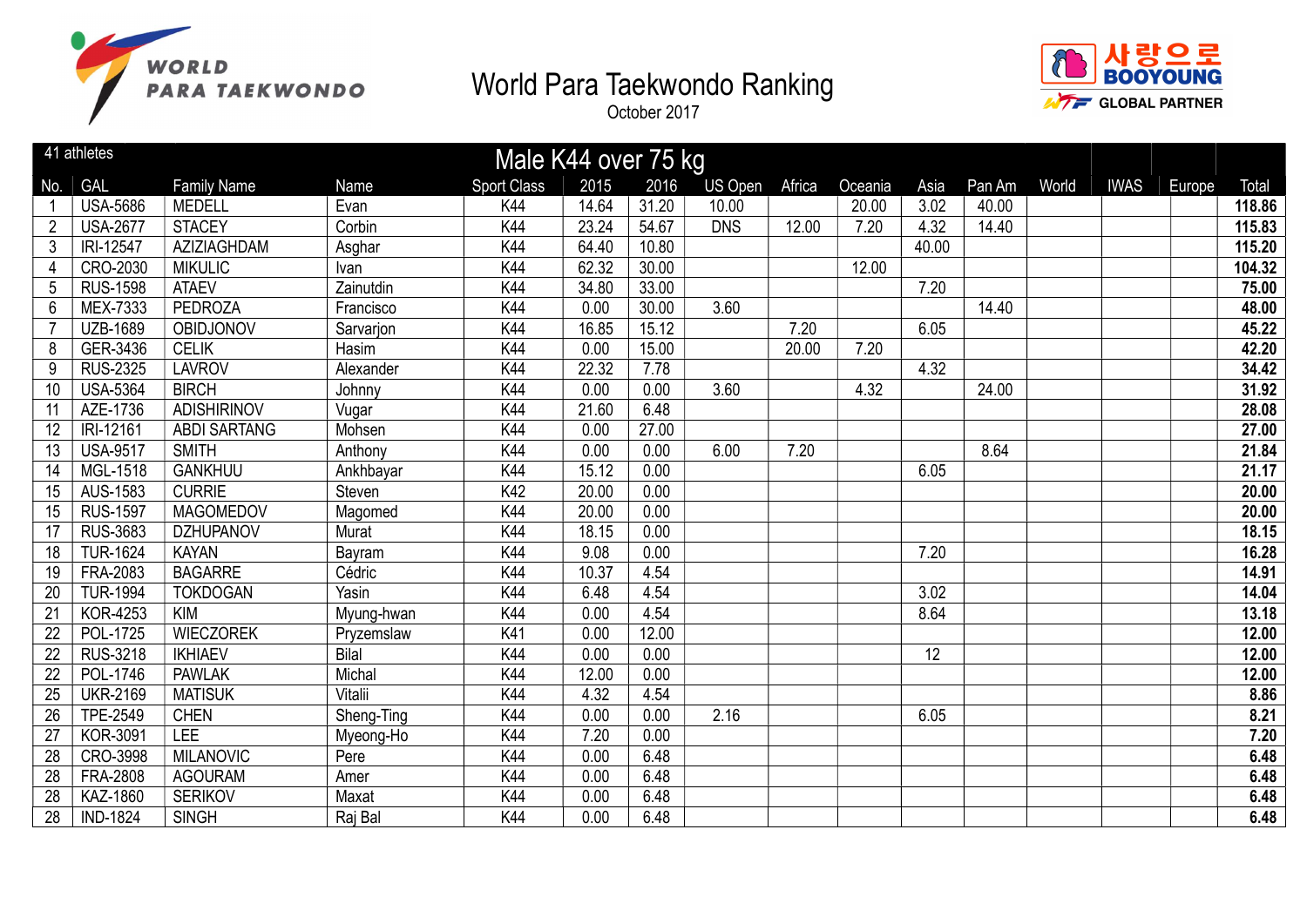# World Para Taekwondo Ranking

October 2017

## Male K44 over 75 kg

41 athletes

| No. | GAL | Family Name | Name | Sport Class | 2015 | 2016 | US Open | Africa | Oceania | Asia | Pan Am | World | IWAS | Europe | Total |
|---|---|---|---|---|---|---|---|---|---|---|---|---|---|---|---|
| 1 | USA-5686 | MEDELL | Evan | K44 | 14.64 | 31.20 | 10.00 | | 20.00 | 3.02 | 40.00 | | | | **118.86** |
| 2 | USA-2677 | STACEY | Corbin | K44 | 23.24 | 54.67 | DNS | 12.00 | 7.20 | 4.32 | 14.40 | | | | **115.83** |
| 3 | IRI-12547 | AZIZIAGHDAM | Asghar | K44 | 64.40 | 10.80 | | | | 40.00 | | | | | **115.20** |
| 4 | CRO-2030 | MIKULIC | Ivan | K44 | 62.32 | 30.00 | | | 12.00 | | | | | | **104.32** |
| 5 | RUS-1598 | ATAEV | Zainutdin | K44 | 34.80 | 33.00 | | | | 7.20 | | | | | **75.00** |
| 6 | MEX-7333 | PEDROZA | Francisco | K44 | 0.00 | 30.00 | 3.60 | | | | 14.40 | | | | **48.00** |
| 7 | UZB-1689 | OBIDJONOV | Sarvarjon | K44 | 16.85 | 15.12 | | 7.20 | | 6.05 | | | | | **45.22** |
| 8 | GER-3436 | CELIK | Hasim | K44 | 0.00 | 15.00 | | 20.00 | 7.20 | | | | | | **42.20** |
| 9 | RUS-2325 | LAVROV | Alexander | K44 | 22.32 | 7.78 | | | | 4.32 | | | | | **34.42** |
| 10 | USA-5364 | BIRCH | Johnny | K44 | 0.00 | 0.00 | 3.60 | | 4.32 | | 24.00 | | | | **31.92** |
| 11 | AZE-1736 | ADISHIRINOV | Vugar | K44 | 21.60 | 6.48 | | | | | | | | | **28.08** |
| 12 | IRI-12161 | ABDI SARTANG | Mohsen | K44 | 0.00 | 27.00 | | | | | | | | | **27.00** |
| 13 | USA-9517 | SMITH | Anthony | K44 | 0.00 | 0.00 | 6.00 | 7.20 | | | 8.64 | | | | **21.84** |
| 14 | MGL-1518 | GANKHUU | Ankhbayar | K44 | 15.12 | 0.00 | | | | 6.05 | | | | | **21.17** |
| 15 | AUS-1583 | CURRIE | Steven | K42 | 20.00 | 0.00 | | | | | | | | | **20.00** |
| 15 | RUS-1597 | MAGOMEDOV | Magomed | K44 | 20.00 | 0.00 | | | | | | | | | **20.00** |
| 17 | RUS-3683 | DZHUPANOV | Murat | K44 | 18.15 | 0.00 | | | | | | | | | **18.15** |
| 18 | TUR-1624 | KAYAN | Bayram | K44 | 9.08 | 0.00 | | | | 7.20 | | | | | **16.28** |
| 19 | FRA-2083 | BAGARRE | Cédric | K44 | 10.37 | 4.54 | | | | | | | | | **14.91** |
| 20 | TUR-1994 | TOKDOGAN | Yasin | K44 | 6.48 | 4.54 | | | | 3.02 | | | | | **14.04** |
| 21 | KOR-4253 | KIM | Myung-hwan | K44 | 0.00 | 4.54 | | | | 8.64 | | | | | **13.18** |
| 22 | POL-1725 | WIECZOREK | Pryzemslaw | K41 | 0.00 | 12.00 | | | | | | | | | **12.00** |
| 22 | RUS-3218 | IKHIAEV | Bilal | K44 | 0.00 | 0.00 | | | | 12 | | | | | **12.00** |
| 22 | POL-1746 | PAWLAK | Michal | K44 | 12.00 | 0.00 | | | | | | | | | **12.00** |
| 25 | UKR-2169 | MATISUK | Vitalii | K44 | 4.32 | 4.54 | | | | | | | | | **8.86** |
| 26 | TPE-2549 | CHEN | Sheng-Ting | K44 | 0.00 | 0.00 | 2.16 | | | 6.05 | | | | | **8.21** |
| 27 | KOR-3091 | LEE | Myeong-Ho | K44 | 7.20 | 0.00 | | | | | | | | | **7.20** |
| 28 | CRO-3998 | MILANOVIC | Pere | K44 | 0.00 | 6.48 | | | | | | | | | **6.48** |
| 28 | FRA-2808 | AGOURAM | Amer | K44 | 0.00 | 6.48 | | | | | | | | | **6.48** |
| 28 | KAZ-1860 | SERIKOV | Maxat | K44 | 0.00 | 6.48 | | | | | | | | | **6.48** |
| 28 | IND-1824 | SINGH | Raj Bal | K44 | 0.00 | 6.48 | | | | | | | | | **6.48** |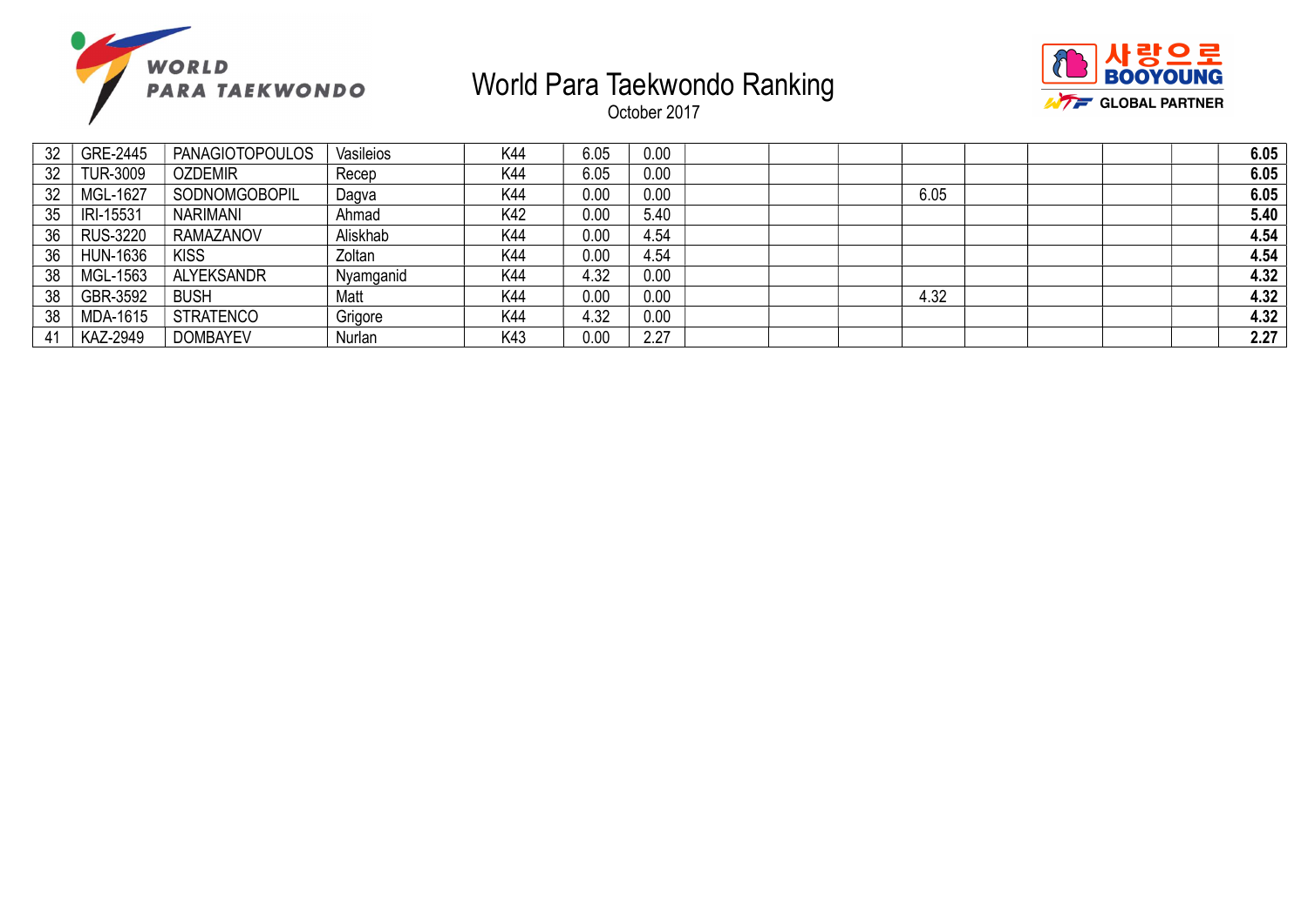# World Para Taekwondo Ranking

October 2017

| | | | | | | | | | | | | | | | |
|---|---|---|---|---|---|---|---|---|---|---|---|---|---|---|---|
| 32 | GRE-2445 | PANAGIOTOPOULOS | Vasileios | K44 | 6.05 | 0.00 | | | | | | | | | **6.05** |
| 32 | TUR-3009 | OZDEMIR | Recep | K44 | 6.05 | 0.00 | | | | | | | | | **6.05** |
| 32 | MGL-1627 | SODNOMGOBOPIL | Dagva | K44 | 0.00 | 0.00 | | | | 6.05 | | | | | **6.05** |
| 35 | IRI-15531 | NARIMANI | Ahmad | K42 | 0.00 | 5.40 | | | | | | | | | **5.40** |
| 36 | RUS-3220 | RAMAZANOV | Aliskhab | K44 | 0.00 | 4.54 | | | | | | | | | **4.54** |
| 36 | HUN-1636 | KISS | Zoltan | K44 | 0.00 | 4.54 | | | | | | | | | **4.54** |
| 38 | MGL-1563 | ALYEKSANDR | Nyamganid | K44 | 4.32 | 0.00 | | | | | | | | | **4.32** |
| 38 | GBR-3592 | BUSH | Matt | K44 | 0.00 | 0.00 | | | | 4.32 | | | | | **4.32** |
| 38 | MDA-1615 | STRATENCO | Grigore | K44 | 4.32 | 0.00 | | | | | | | | | **4.32** |
| 41 | KAZ-2949 | DOMBAYEV | Nurlan | K43 | 0.00 | 2.27 | | | | | | | | | **2.27** |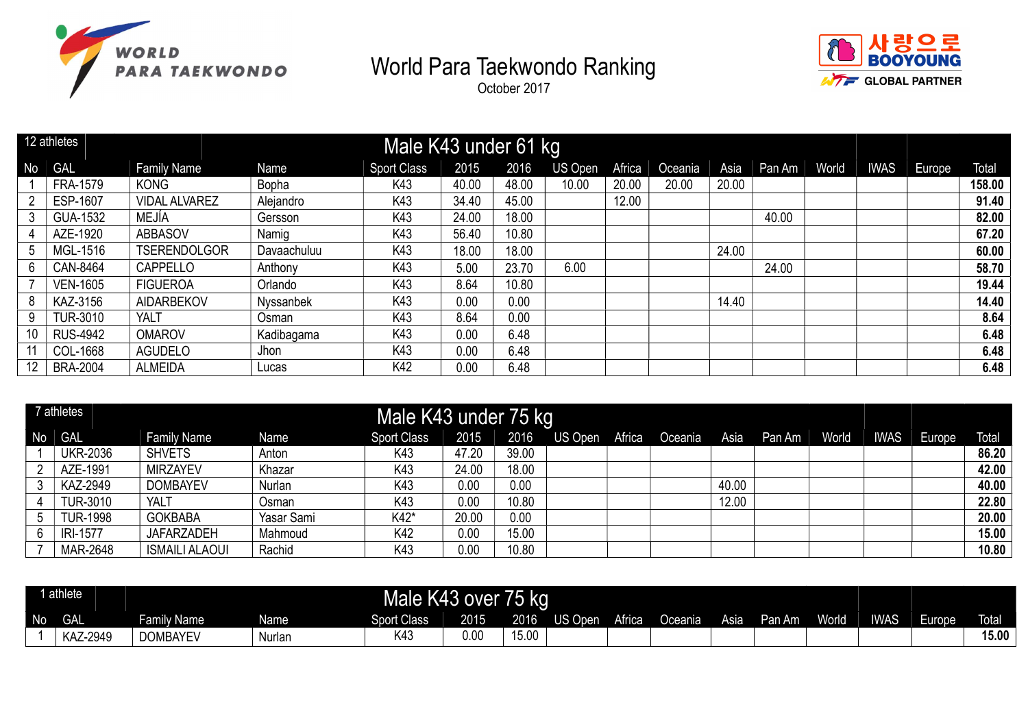# World Para Taekwondo Ranking

October 2017

| 12 athletes | | | Male K43 under 61 kg | | | | | | | | | | | | |
|---|---|---|---|---|---|---|---|---|---|---|---|---|---|---|---|
| No | GAL | Family Name | Name | Sport Class | 2015 | 2016 | US Open | Africa | Oceania | Asia | Pan Am | World | IWAS | Europe | Total |
| 1 | FRA-1579 | KONG | Bopha | K43 | 40.00 | 48.00 | 10.00 | 20.00 | 20.00 | 20.00 | | | | | **158.00** |
| 2 | ESP-1607 | VIDAL ALVAREZ | Alejandro | K43 | 34.40 | 45.00 | | 12.00 | | | | | | | **91.40** |
| 3 | GUA-1532 | MEJÍA | Gersson | K43 | 24.00 | 18.00 | | | | | 40.00 | | | | **82.00** |
| 4 | AZE-1920 | ABBASOV | Namig | K43 | 56.40 | 10.80 | | | | | | | | | **67.20** |
| 5 | MGL-1516 | TSERENDOLGOR | Davaachuluu | K43 | 18.00 | 18.00 | | | | 24.00 | | | | | **60.00** |
| 6 | CAN-8464 | CAPPELLO | Anthony | K43 | 5.00 | 23.70 | 6.00 | | | | 24.00 | | | | **58.70** |
| 7 | VEN-1605 | FIGUEROA | Orlando | K43 | 8.64 | 10.80 | | | | | | | | | **19.44** |
| 8 | KAZ-3156 | AIDARBEKOV | Nyssanbek | K43 | 0.00 | 0.00 | | | | 14.40 | | | | | **14.40** |
| 9 | TUR-3010 | YALT | Osman | K43 | 8.64 | 0.00 | | | | | | | | | **8.64** |
| 10 | RUS-4942 | OMAROV | Kadibagama | K43 | 0.00 | 6.48 | | | | | | | | | **6.48** |
| 11 | COL-1668 | AGUDELO | Jhon | K43 | 0.00 | 6.48 | | | | | | | | | **6.48** |
| 12 | BRA-2004 | ALMEIDA | Lucas | K42 | 0.00 | 6.48 | | | | | | | | | **6.48** |

| 7 athletes | | | Male K43 under 75 kg | | | | | | | | | | | | |
|---|---|---|---|---|---|---|---|---|---|---|---|---|---|---|---|
| No | GAL | Family Name | Name | Sport Class | 2015 | 2016 | US Open | Africa | Oceania | Asia | Pan Am | World | IWAS | Europe | Total |
| 1 | UKR-2036 | SHVETS | Anton | K43 | 47.20 | 39.00 | | | | | | | | | **86.20** |
| 2 | AZE-1991 | MIRZAYEV | Khazar | K43 | 24.00 | 18.00 | | | | | | | | | **42.00** |
| 3 | KAZ-2949 | DOMBAYEV | Nurlan | K43 | 0.00 | 0.00 | | | | 40.00 | | | | | **40.00** |
| 4 | TUR-3010 | YALT | Osman | K43 | 0.00 | 10.80 | | | | 12.00 | | | | | **22.80** |
| 5 | TUR-1998 | GOKBABA | Yasar Sami | K42* | 20.00 | 0.00 | | | | | | | | | **20.00** |
| 6 | IRI-1577 | JAFARZADEH | Mahmoud | K42 | 0.00 | 15.00 | | | | | | | | | **15.00** |
| 7 | MAR-2648 | ISMAILI ALAOUI | Rachid | K43 | 0.00 | 10.80 | | | | | | | | | **10.80** |

| 1 athlete | | | Male K43 over 75 kg | | | | | | | | | | | | |
|---|---|---|---|---|---|---|---|---|---|---|---|---|---|---|---|
| No | GAL | Family Name | Name | Sport Class | 2015 | 2016 | US Open | Africa | Oceania | Asia | Pan Am | World | IWAS | Europe | Total |
| 1 | KAZ-2949 | DOMBAYEV | Nurlan | K43 | 0.00 | 15.00 | | | | | | | | | **15.00** |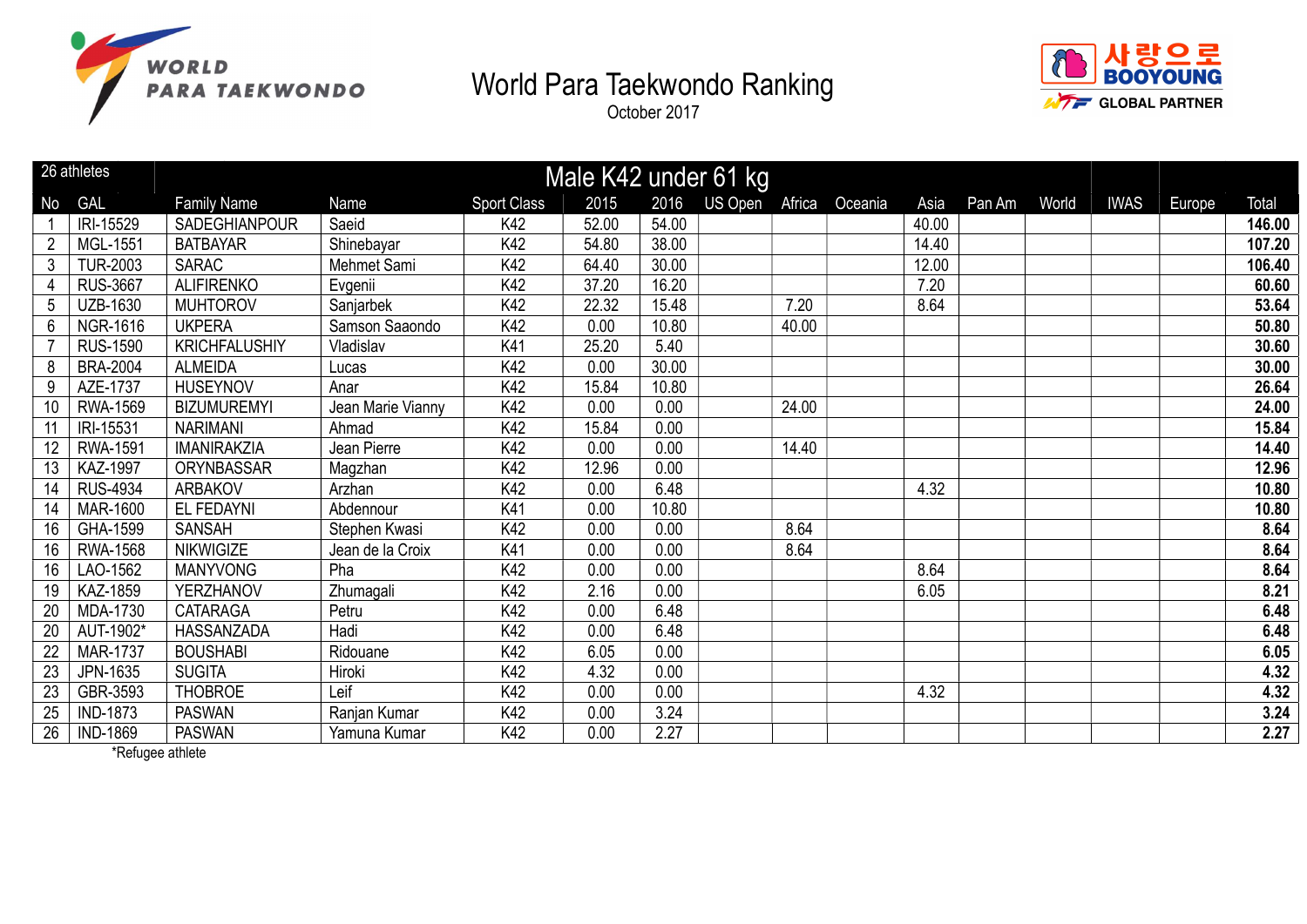# World Para Taekwondo Ranking

October 2017

| 26 athletes | | Male K42 under 61 kg | | | | | | | | | | | | | |
|---|---|---|---|---|---|---|---|---|---|---|---|---|---|---|---|
| No | GAL | Family Name | Name | Sport Class | 2015 | 2016 | US Open | Africa | Oceania | Asia | Pan Am | World | IWAS | Europe | Total |
| 1 | IRI-15529 | SADEGHIANPOUR | Saeid | K42 | 52.00 | 54.00 | | | | 40.00 | | | | | **146.00** |
| 2 | MGL-1551 | BATBAYAR | Shinebayar | K42 | 54.80 | 38.00 | | | | 14.40 | | | | | **107.20** |
| 3 | TUR-2003 | SARAC | Mehmet Sami | K42 | 64.40 | 30.00 | | | | 12.00 | | | | | **106.40** |
| 4 | RUS-3667 | ALIFIRENKO | Evgenii | K42 | 37.20 | 16.20 | | | | 7.20 | | | | | **60.60** |
| 5 | UZB-1630 | MUHTOROV | Sanjarbek | K42 | 22.32 | 15.48 | | 7.20 | | 8.64 | | | | | **53.64** |
| 6 | NGR-1616 | UKPERA | Samson Saaondo | K42 | 0.00 | 10.80 | | 40.00 | | | | | | | **50.80** |
| 7 | RUS-1590 | KRICHFALUSHIY | Vladislav | K41 | 25.20 | 5.40 | | | | | | | | | **30.60** |
| 8 | BRA-2004 | ALMEIDA | Lucas | K42 | 0.00 | 30.00 | | | | | | | | | **30.00** |
| 9 | AZE-1737 | HUSEYNOV | Anar | K42 | 15.84 | 10.80 | | | | | | | | | **26.64** |
| 10 | RWA-1569 | BIZUMUREMYI | Jean Marie Vianny | K42 | 0.00 | 0.00 | | 24.00 | | | | | | | **24.00** |
| 11 | IRI-15531 | NARIMANI | Ahmad | K42 | 15.84 | 0.00 | | | | | | | | | **15.84** |
| 12 | RWA-1591 | IMANIRAKZIA | Jean Pierre | K42 | 0.00 | 0.00 | | 14.40 | | | | | | | **14.40** |
| 13 | KAZ-1997 | ORYNBASSAR | Magzhan | K42 | 12.96 | 0.00 | | | | | | | | | **12.96** |
| 14 | RUS-4934 | ARBAKOV | Arzhan | K42 | 0.00 | 6.48 | | | | 4.32 | | | | | **10.80** |
| 14 | MAR-1600 | EL FEDAYNI | Abdennour | K41 | 0.00 | 10.80 | | | | | | | | | **10.80** |
| 16 | GHA-1599 | SANSAH | Stephen Kwasi | K42 | 0.00 | 0.00 | | 8.64 | | | | | | | **8.64** |
| 16 | RWA-1568 | NIKWIGIZE | Jean de la Croix | K41 | 0.00 | 0.00 | | 8.64 | | | | | | | **8.64** |
| 16 | LAO-1562 | MANYVONG | Pha | K42 | 0.00 | 0.00 | | | | 8.64 | | | | | **8.64** |
| 19 | KAZ-1859 | YERZHANOV | Zhumagali | K42 | 2.16 | 0.00 | | | | 6.05 | | | | | **8.21** |
| 20 | MDA-1730 | CATARAGA | Petru | K42 | 0.00 | 6.48 | | | | | | | | | **6.48** |
| 20 | AUT-1902* | HASSANZADA | Hadi | K42 | 0.00 | 6.48 | | | | | | | | | **6.48** |
| 22 | MAR-1737 | BOUSHABI | Ridouane | K42 | 6.05 | 0.00 | | | | | | | | | **6.05** |
| 23 | JPN-1635 | SUGITA | Hiroki | K42 | 4.32 | 0.00 | | | | | | | | | **4.32** |
| 23 | GBR-3593 | THOBROE | Leif | K42 | 0.00 | 0.00 | | | | 4.32 | | | | | **4.32** |
| 25 | IND-1873 | PASWAN | Ranjan Kumar | K42 | 0.00 | 3.24 | | | | | | | | | **3.24** |
| 26 | IND-1869 | PASWAN | Yamuna Kumar | K42 | 0.00 | 2.27 | | | | | | | | | **2.27** |

*Refugee athlete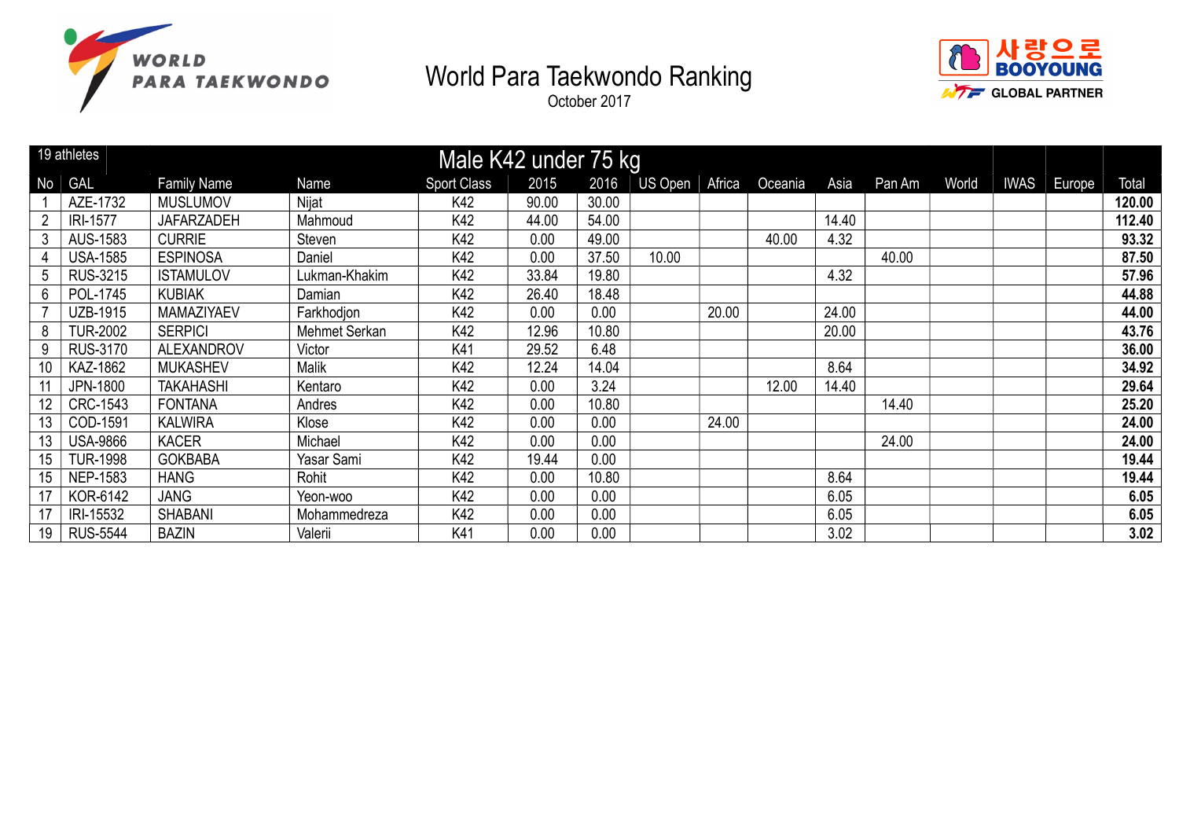# World Para Taekwondo Ranking

October 2017

## Male K42 under 75 kg

19 athletes

| No | GAL | Family Name | Name | Sport Class | 2015 | 2016 | US Open | Africa | Oceania | Asia | Pan Am | World | IWAS | Europe | Total |
|---|---|---|---|---|---|---|---|---|---|---|---|---|---|---|---|
| 1 | AZE-1732 | MUSLUMOV | Nijat | K42 | 90.00 | 30.00 | | | | | | | | | **120.00** |
| 2 | IRI-1577 | JAFARZADEH | Mahmoud | K42 | 44.00 | 54.00 | | | | 14.40 | | | | | **112.40** |
| 3 | AUS-1583 | CURRIE | Steven | K42 | 0.00 | 49.00 | | | 40.00 | 4.32 | | | | | **93.32** |
| 4 | USA-1585 | ESPINOSA | Daniel | K42 | 0.00 | 37.50 | 10.00 | | | | 40.00 | | | | **87.50** |
| 5 | RUS-3215 | ISTAMULOV | Lukman-Khakim | K42 | 33.84 | 19.80 | | | | 4.32 | | | | | **57.96** |
| 6 | POL-1745 | KUBIAK | Damian | K42 | 26.40 | 18.48 | | | | | | | | | **44.88** |
| 7 | UZB-1915 | MAMAZIYAEV | Farkhodjon | K42 | 0.00 | 0.00 | | 20.00 | | 24.00 | | | | | **44.00** |
| 8 | TUR-2002 | SERPICI | Mehmet Serkan | K42 | 12.96 | 10.80 | | | | 20.00 | | | | | **43.76** |
| 9 | RUS-3170 | ALEXANDROV | Victor | K41 | 29.52 | 6.48 | | | | | | | | | **36.00** |
| 10 | KAZ-1862 | MUKASHEV | Malik | K42 | 12.24 | 14.04 | | | | 8.64 | | | | | **34.92** |
| 11 | JPN-1800 | TAKAHASHI | Kentaro | K42 | 0.00 | 3.24 | | | 12.00 | 14.40 | | | | | **29.64** |
| 12 | CRC-1543 | FONTANA | Andres | K42 | 0.00 | 10.80 | | | | | 14.40 | | | | **25.20** |
| 13 | COD-1591 | KALWIRA | Klose | K42 | 0.00 | 0.00 | | 24.00 | | | | | | | **24.00** |
| 13 | USA-9866 | KACER | Michael | K42 | 0.00 | 0.00 | | | | | 24.00 | | | | **24.00** |
| 15 | TUR-1998 | GOKBABA | Yasar Sami | K42 | 19.44 | 0.00 | | | | | | | | | **19.44** |
| 15 | NEP-1583 | HANG | Rohit | K42 | 0.00 | 10.80 | | | | 8.64 | | | | | **19.44** |
| 17 | KOR-6142 | JANG | Yeon-woo | K42 | 0.00 | 0.00 | | | | 6.05 | | | | | **6.05** |
| 17 | IRI-15532 | SHABANI | Mohammedreza | K42 | 0.00 | 0.00 | | | | 6.05 | | | | | **6.05** |
| 19 | RUS-5544 | BAZIN | Valerii | K41 | 0.00 | 0.00 | | | | 3.02 | | | | | **3.02** |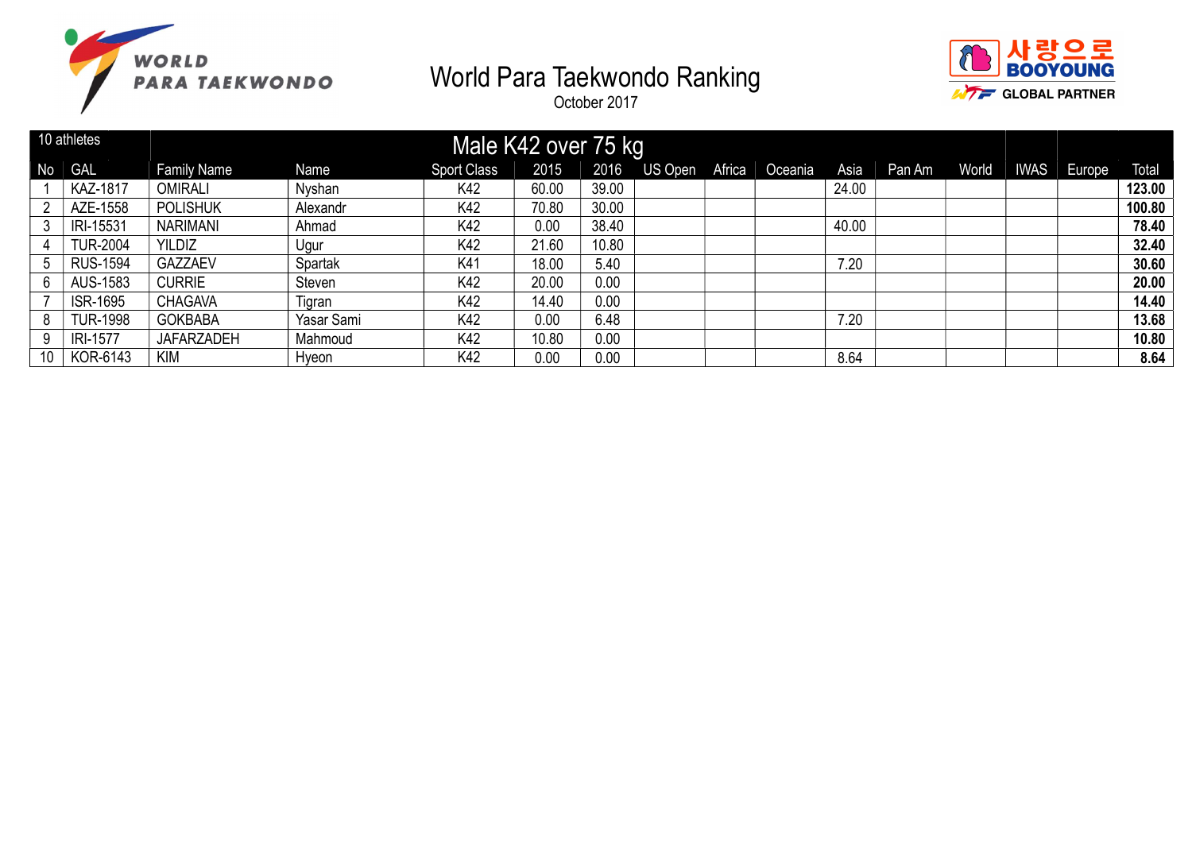# World Para Taekwondo Ranking

October 2017

| 10 athletes | | Male K42 over 75 kg | | | | | | | | | | | | | |
|---|---|---|---|---|---|---|---|---|---|---|---|---|---|---|---|
| No | GAL | Family Name | Name | Sport Class | 2015 | 2016 | US Open | Africa | Oceania | Asia | Pan Am | World | IWAS | Europe | Total |
| 1 | KAZ-1817 | OMIRALI | Nyshan | K42 | 60.00 | 39.00 | | | | 24.00 | | | | | **123.00** |
| 2 | AZE-1558 | POLISHUK | Alexandr | K42 | 70.80 | 30.00 | | | | | | | | | **100.80** |
| 3 | IRI-15531 | NARIMANI | Ahmad | K42 | 0.00 | 38.40 | | | | 40.00 | | | | | **78.40** |
| 4 | TUR-2004 | YILDIZ | Ugur | K42 | 21.60 | 10.80 | | | | | | | | | **32.40** |
| 5 | RUS-1594 | GAZZAEV | Spartak | K41 | 18.00 | 5.40 | | | | 7.20 | | | | | **30.60** |
| 6 | AUS-1583 | CURRIE | Steven | K42 | 20.00 | 0.00 | | | | | | | | | **20.00** |
| 7 | ISR-1695 | CHAGAVA | Tigran | K42 | 14.40 | 0.00 | | | | | | | | | **14.40** |
| 8 | TUR-1998 | GOKBABA | Yasar Sami | K42 | 0.00 | 6.48 | | | | 7.20 | | | | | **13.68** |
| 9 | IRI-1577 | JAFARZADEH | Mahmoud | K42 | 10.80 | 0.00 | | | | | | | | | **10.80** |
| 10 | KOR-6143 | KIM | Hyeon | K42 | 0.00 | 0.00 | | | | 8.64 | | | | | **8.64** |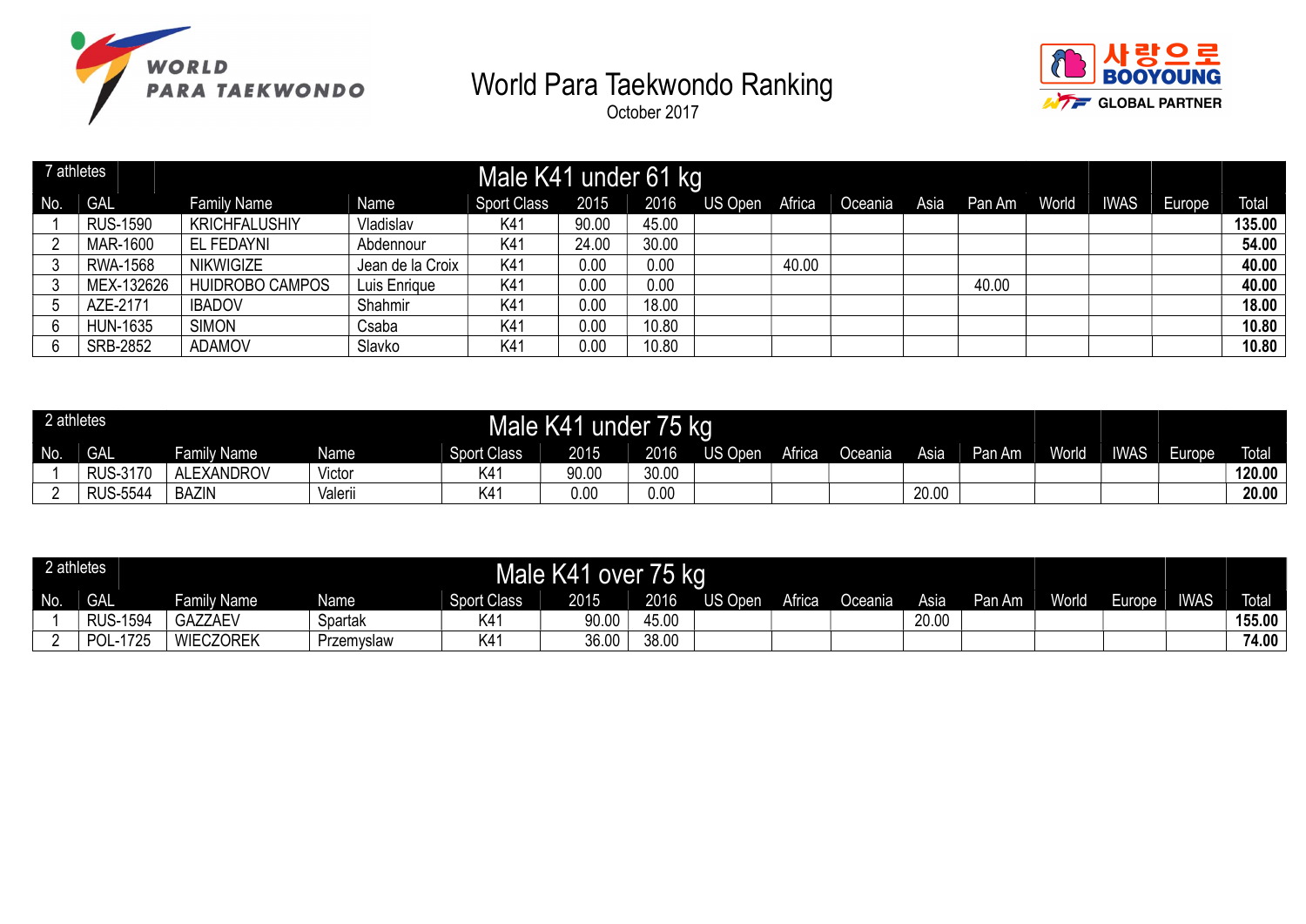# World Para Taekwondo Ranking

October 2017

## Male K41 under 61 kg

7 athletes

| No. | GAL | Family Name | Name | Sport Class | 2015 | 2016 | US Open | Africa | Oceania | Asia | Pan Am | World | IWAS | Europe | Total |
|---|---|---|---|---|---|---|---|---|---|---|---|---|---|---|---|
| 1 | RUS-1590 | KRICHFALUSHIY | Vladislav | K41 | 90.00 | 45.00 | | | | | | | | | **135.00** |
| 2 | MAR-1600 | EL FEDAYNI | Abdennour | K41 | 24.00 | 30.00 | | | | | | | | | **54.00** |
| 3 | RWA-1568 | NIKWIGIZE | Jean de la Croix | K41 | 0.00 | 0.00 | | 40.00 | | | | | | | **40.00** |
| 3 | MEX-132626 | HUIDROBO CAMPOS | Luis Enrique | K41 | 0.00 | 0.00 | | | | | 40.00 | | | | **40.00** |
| 5 | AZE-2171 | IBADOV | Shahmir | K41 | 0.00 | 18.00 | | | | | | | | | **18.00** |
| 6 | HUN-1635 | SIMON | Csaba | K41 | 0.00 | 10.80 | | | | | | | | | **10.80** |
| 6 | SRB-2852 | ADAMOV | Slavko | K41 | 0.00 | 10.80 | | | | | | | | | **10.80** |

## Male K41 under 75 kg

2 athletes

| No. | GAL | Family Name | Name | Sport Class | 2015 | 2016 | US Open | Africa | Oceania | Asia | Pan Am | World | IWAS | Europe | Total |
|---|---|---|---|---|---|---|---|---|---|---|---|---|---|---|---|
| 1 | RUS-3170 | ALEXANDROV | Victor | K41 | 90.00 | 30.00 | | | | | | | | | **120.00** |
| 2 | RUS-5544 | BAZIN | Valerii | K41 | 0.00 | 0.00 | | | | 20.00 | | | | | **20.00** |

## Male K41 over 75 kg

2 athletes

| No. | GAL | Family Name | Name | Sport Class | 2015 | 2016 | US Open | Africa | Oceania | Asia | Pan Am | World | Europe | IWAS | Total |
|---|---|---|---|---|---|---|---|---|---|---|---|---|---|---|---|
| 1 | RUS-1594 | GAZZAEV | Spartak | K41 | 90.00 | 45.00 | | | | 20.00 | | | | | **155.00** |
| 2 | POL-1725 | WIECZOREK | Przemyslaw | K41 | 36.00 | 38.00 | | | | | | | | | **74.00** |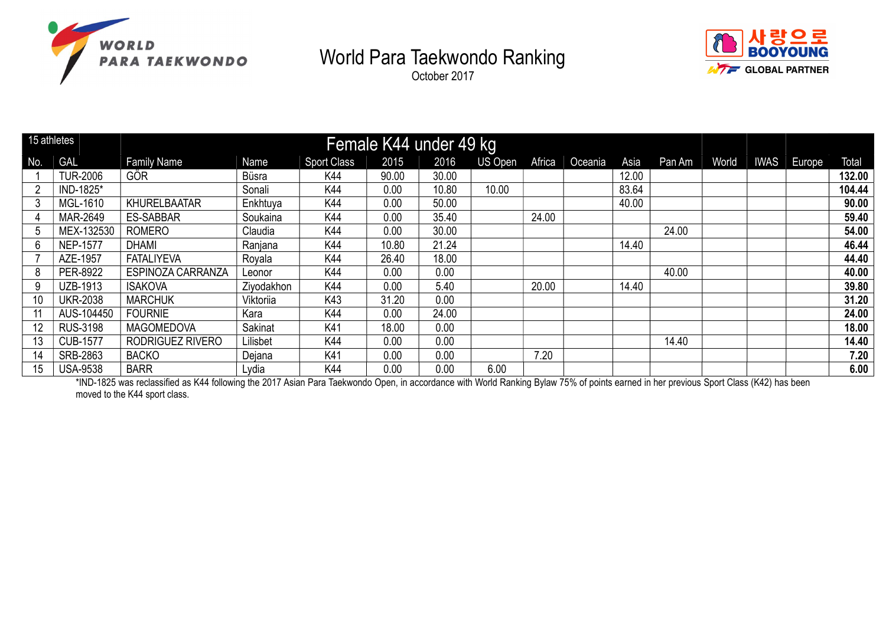# World Para Taekwondo Ranking

October 2017

| 15 athletes | | Female K44 under 49 kg | | | | | | | | | | | | | |
|---|---|---|---|---|---|---|---|---|---|---|---|---|---|---|---|
| No. | GAL | Family Name | Name | Sport Class | 2015 | 2016 | US Open | Africa | Oceania | Asia | Pan Am | World | IWAS | Europe | Total |
| 1 | TUR-2006 | GÖR | Büsra | K44 | 90.00 | 30.00 | | | | 12.00 | | | | | **132.00** |
| 2 | IND-1825* | | Sonali | K44 | 0.00 | 10.80 | 10.00 | | | 83.64 | | | | | **104.44** |
| 3 | MGL-1610 | KHURELBAATAR | Enkhtuya | K44 | 0.00 | 50.00 | | | | 40.00 | | | | | **90.00** |
| 4 | MAR-2649 | ES-SABBAR | Soukaina | K44 | 0.00 | 35.40 | | 24.00 | | | | | | | **59.40** |
| 5 | MEX-132530 | ROMERO | Claudia | K44 | 0.00 | 30.00 | | | | | 24.00 | | | | **54.00** |
| 6 | NEP-1577 | DHAMI | Ranjana | K44 | 10.80 | 21.24 | | | | 14.40 | | | | | **46.44** |
| 7 | AZE-1957 | FATALIYEVA | Royala | K44 | 26.40 | 18.00 | | | | | | | | | **44.40** |
| 8 | PER-8922 | ESPINOZA CARRANZA | Leonor | K44 | 0.00 | 0.00 | | | | | 40.00 | | | | **40.00** |
| 9 | UZB-1913 | ISAKOVA | Ziyodakhon | K44 | 0.00 | 5.40 | | 20.00 | | 14.40 | | | | | **39.80** |
| 10 | UKR-2038 | MARCHUK | Viktoriia | K43 | 31.20 | 0.00 | | | | | | | | | **31.20** |
| 11 | AUS-104450 | FOURNIE | Kara | K44 | 0.00 | 24.00 | | | | | | | | | **24.00** |
| 12 | RUS-3198 | MAGOMEDOVA | Sakinat | K41 | 18.00 | 0.00 | | | | | | | | | **18.00** |
| 13 | CUB-1577 | RODRIGUEZ RIVERO | Lilisbet | K44 | 0.00 | 0.00 | | | | | 14.40 | | | | **14.40** |
| 14 | SRB-2863 | BACKO | Dejana | K41 | 0.00 | 0.00 | | 7.20 | | | | | | | **7.20** |
| 15 | USA-9538 | BARR | Lydia | K44 | 0.00 | 0.00 | 6.00 | | | | | | | | **6.00** |

*IND-1825 was reclassified as K44 following the 2017 Asian Para Taekwondo Open, in accordance with World Ranking Bylaw 75% of points earned in her previous Sport Class (K42) has been moved to the K44 sport class.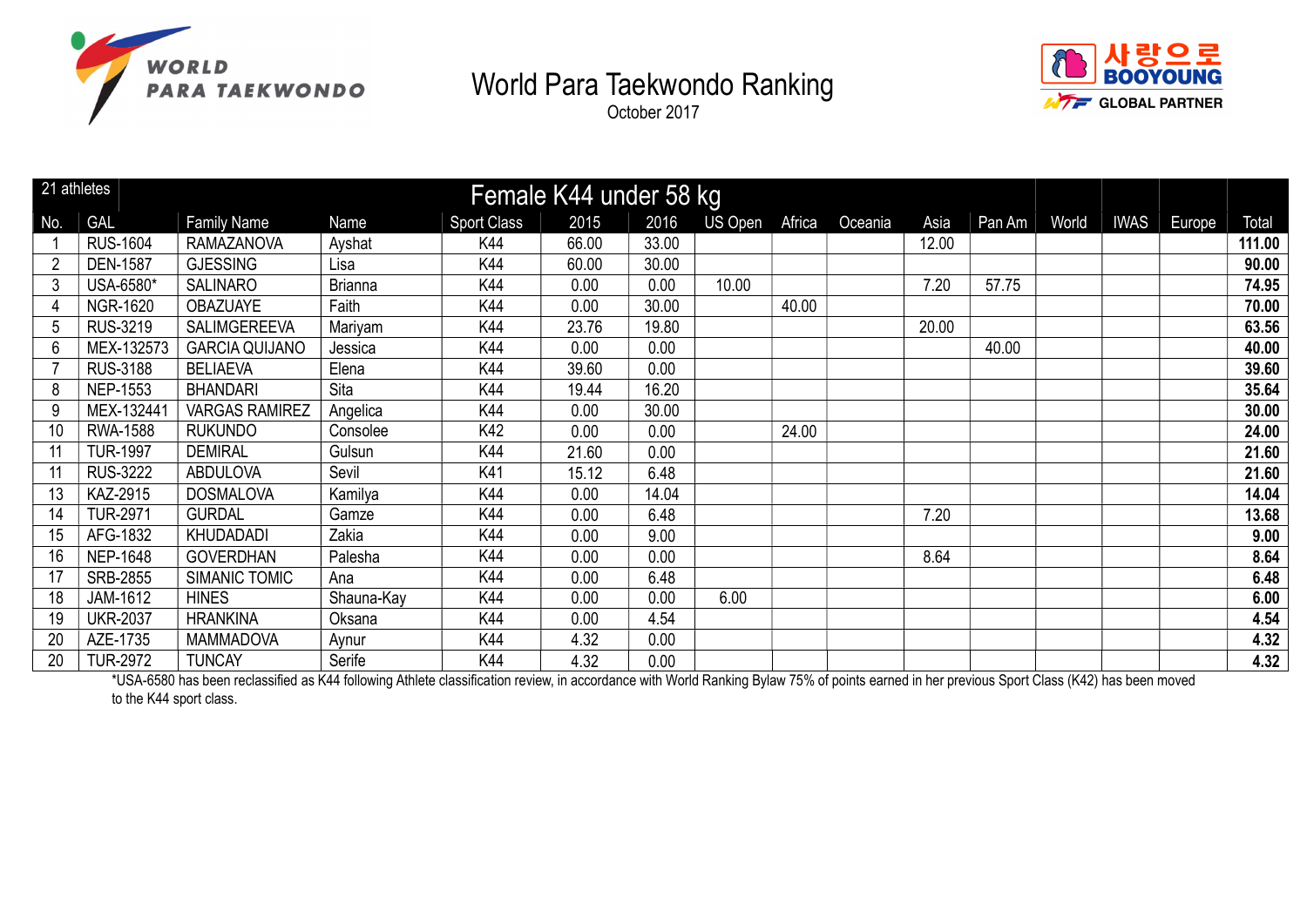# World Para Taekwondo Ranking

October 2017

## Female K44 under 58 kg

21 athletes

| No. | GAL | Family Name | Name | Sport Class | 2015 | 2016 | US Open | Africa | Oceania | Asia | Pan Am | World | IWAS | Europe | Total |
|---|---|---|---|---|---|---|---|---|---|---|---|---|---|---|---|
| 1 | RUS-1604 | RAMAZANOVA | Ayshat | K44 | 66.00 | 33.00 | | | | 12.00 | | | | | **111.00** |
| 2 | DEN-1587 | GJESSING | Lisa | K44 | 60.00 | 30.00 | | | | | | | | | **90.00** |
| 3 | USA-6580* | SALINARO | Brianna | K44 | 0.00 | 0.00 | 10.00 | | | 7.20 | 57.75 | | | | **74.95** |
| 4 | NGR-1620 | OBAZUAYE | Faith | K44 | 0.00 | 30.00 | | 40.00 | | | | | | | **70.00** |
| 5 | RUS-3219 | SALIMGEREEVA | Mariyam | K44 | 23.76 | 19.80 | | | | 20.00 | | | | | **63.56** |
| 6 | MEX-132573 | GARCIA QUIJANO | Jessica | K44 | 0.00 | 0.00 | | | | | 40.00 | | | | **40.00** |
| 7 | RUS-3188 | BELIAEVA | Elena | K44 | 39.60 | 0.00 | | | | | | | | | **39.60** |
| 8 | NEP-1553 | BHANDARI | Sita | K44 | 19.44 | 16.20 | | | | | | | | | **35.64** |
| 9 | MEX-132441 | VARGAS RAMIREZ | Angelica | K44 | 0.00 | 30.00 | | | | | | | | | **30.00** |
| 10 | RWA-1588 | RUKUNDO | Consolee | K42 | 0.00 | 0.00 | | 24.00 | | | | | | | **24.00** |
| 11 | TUR-1997 | DEMIRAL | Gulsun | K44 | 21.60 | 0.00 | | | | | | | | | **21.60** |
| 11 | RUS-3222 | ABDULOVA | Sevil | K41 | 15.12 | 6.48 | | | | | | | | | **21.60** |
| 13 | KAZ-2915 | DOSMALOVA | Kamilya | K44 | 0.00 | 14.04 | | | | | | | | | **14.04** |
| 14 | TUR-2971 | GURDAL | Gamze | K44 | 0.00 | 6.48 | | | | 7.20 | | | | | **13.68** |
| 15 | AFG-1832 | KHUDADADI | Zakia | K44 | 0.00 | 9.00 | | | | | | | | | **9.00** |
| 16 | NEP-1648 | GOVERDHAN | Palesha | K44 | 0.00 | 0.00 | | | | 8.64 | | | | | **8.64** |
| 17 | SRB-2855 | SIMANIC TOMIC | Ana | K44 | 0.00 | 6.48 | | | | | | | | | **6.48** |
| 18 | JAM-1612 | HINES | Shauna-Kay | K44 | 0.00 | 0.00 | 6.00 | | | | | | | | **6.00** |
| 19 | UKR-2037 | HRANKINA | Oksana | K44 | 0.00 | 4.54 | | | | | | | | | **4.54** |
| 20 | AZE-1735 | MAMMADOVA | Aynur | K44 | 4.32 | 0.00 | | | | | | | | | **4.32** |
| 20 | TUR-2972 | TUNCAY | Serife | K44 | 4.32 | 0.00 | | | | | | | | | **4.32** |

*USA-6580 has been reclassified as K44 following Athlete classification review, in accordance with World Ranking Bylaw 75% of points earned in her previous Sport Class (K42) has been moved to the K44 sport class.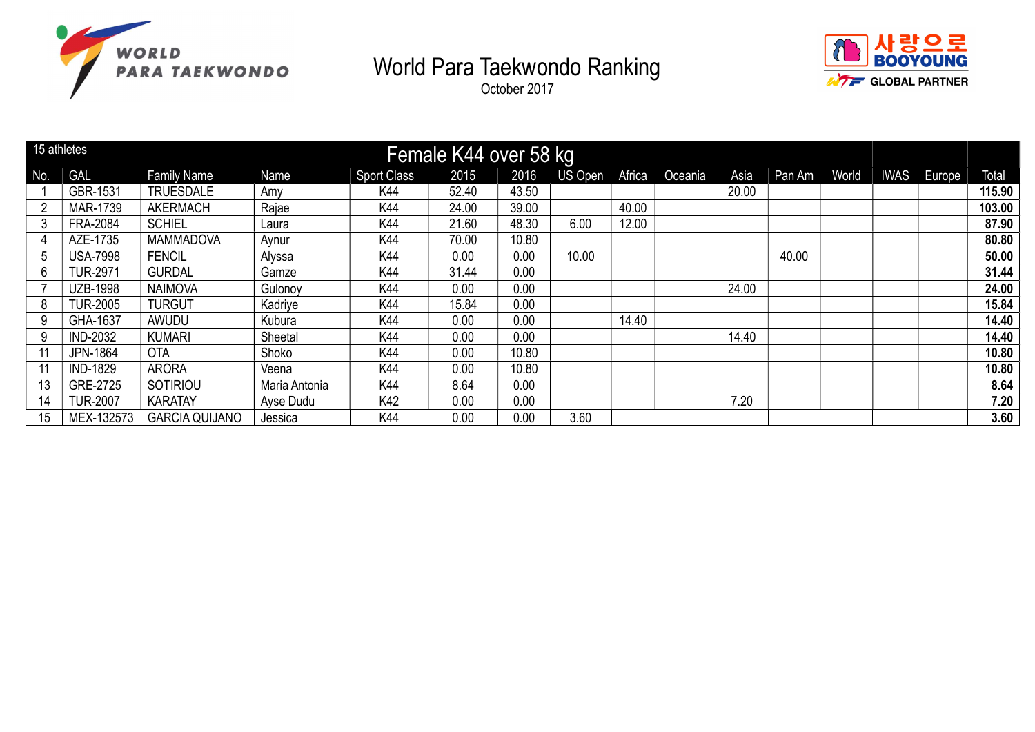# World Para Taekwondo Ranking

October 2017

| 15 athletes | | Female K44 over 58 kg | | | | | | | | | | | | | |
|---|---|---|---|---|---|---|---|---|---|---|---|---|---|---|---|
| No. | GAL | Family Name | Name | Sport Class | 2015 | 2016 | US Open | Africa | Oceania | Asia | Pan Am | World | IWAS | Europe | Total |
| 1 | GBR-1531 | TRUESDALE | Amy | K44 | 52.40 | 43.50 | | | | 20.00 | | | | | **115.90** |
| 2 | MAR-1739 | AKERMACH | Rajae | K44 | 24.00 | 39.00 | | 40.00 | | | | | | | **103.00** |
| 3 | FRA-2084 | SCHIEL | Laura | K44 | 21.60 | 48.30 | 6.00 | 12.00 | | | | | | | **87.90** |
| 4 | AZE-1735 | MAMMADOVA | Aynur | K44 | 70.00 | 10.80 | | | | | | | | | **80.80** |
| 5 | USA-7998 | FENCIL | Alyssa | K44 | 0.00 | 0.00 | 10.00 | | | | 40.00 | | | | **50.00** |
| 6 | TUR-2971 | GURDAL | Gamze | K44 | 31.44 | 0.00 | | | | | | | | | **31.44** |
| 7 | UZB-1998 | NAIMOVA | Gulonoy | K44 | 0.00 | 0.00 | | | | 24.00 | | | | | **24.00** |
| 8 | TUR-2005 | TURGUT | Kadriye | K44 | 15.84 | 0.00 | | | | | | | | | **15.84** |
| 9 | GHA-1637 | AWUDU | Kubura | K44 | 0.00 | 0.00 | | 14.40 | | | | | | | **14.40** |
| 9 | IND-2032 | KUMARI | Sheetal | K44 | 0.00 | 0.00 | | | | 14.40 | | | | | **14.40** |
| 11 | JPN-1864 | OTA | Shoko | K44 | 0.00 | 10.80 | | | | | | | | | **10.80** |
| 11 | IND-1829 | ARORA | Veena | K44 | 0.00 | 10.80 | | | | | | | | | **10.80** |
| 13 | GRE-2725 | SOTIRIOU | Maria Antonia | K44 | 8.64 | 0.00 | | | | | | | | | **8.64** |
| 14 | TUR-2007 | KARATAY | Ayse Dudu | K42 | 0.00 | 0.00 | | | | 7.20 | | | | | **7.20** |
| 15 | MEX-132573 | GARCIA QUIJANO | Jessica | K44 | 0.00 | 0.00 | 3.60 | | | | | | | | **3.60** |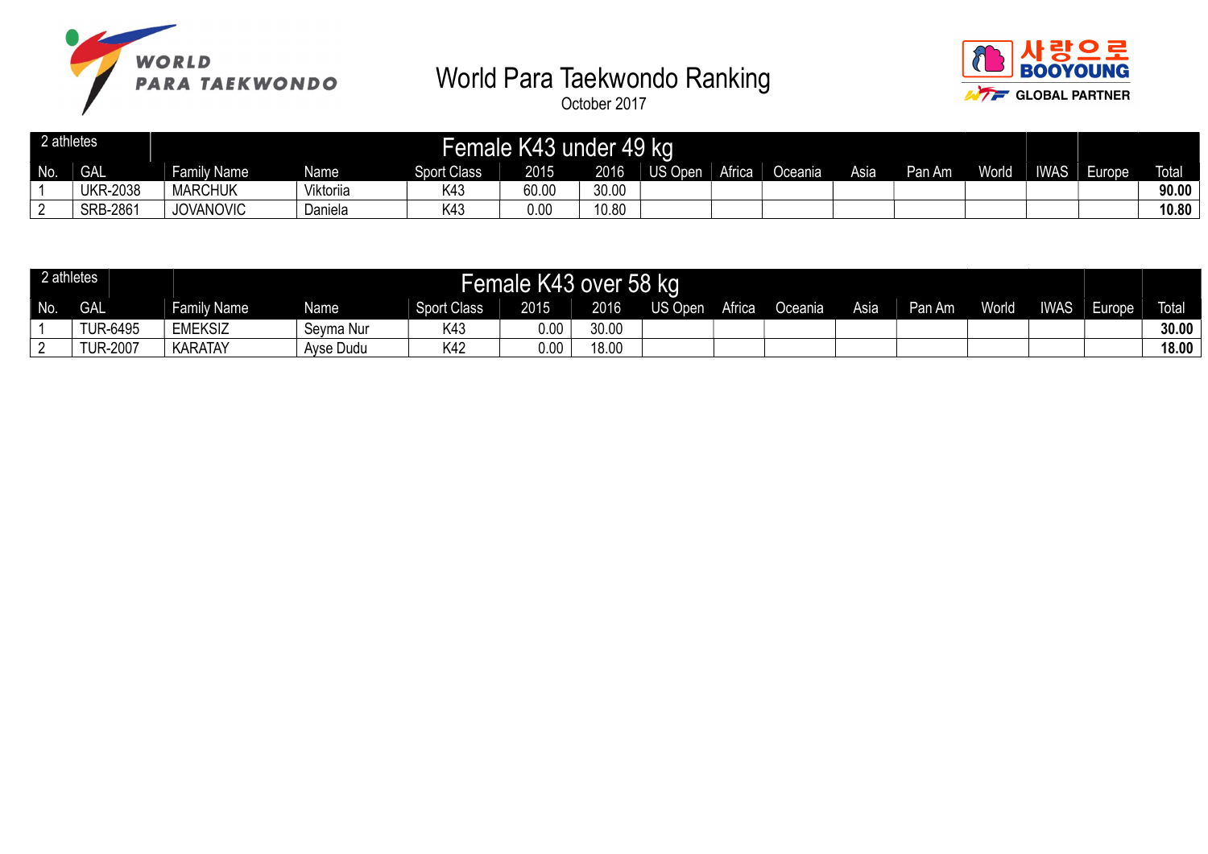# World Para Taekwondo Ranking

October 2017

| 2 athletes | | Female K43 under 49 kg | | | | | | | | | | | | | |
|---|---|---|---|---|---|---|---|---|---|---|---|---|---|---|---|
| No. | GAL | Family Name | Name | Sport Class | 2015 | 2016 | US Open | Africa | Oceania | Asia | Pan Am | World | IWAS | Europe | Total |
| 1 | UKR-2038 | MARCHUK | Viktoriia | K43 | 60.00 | 30.00 | | | | | | | | | **90.00** |
| 2 | SRB-2861 | JOVANOVIC | Daniela | K43 | 0.00 | 10.80 | | | | | | | | | **10.80** |

| 2 athletes | | Female K43 over 58 kg | | | | | | | | | | | | | |
|---|---|---|---|---|---|---|---|---|---|---|---|---|---|---|---|
| No. | GAL | Family Name | Name | Sport Class | 2015 | 2016 | US Open | Africa | Oceania | Asia | Pan Am | World | IWAS | Europe | Total |
| 1 | TUR-6495 | EMEKSIZ | Seyma Nur | K43 | 0.00 | 30.00 | | | | | | | | | **30.00** |
| 2 | TUR-2007 | KARATAY | Ayse Dudu | K42 | 0.00 | 18.00 | | | | | | | | | **18.00** |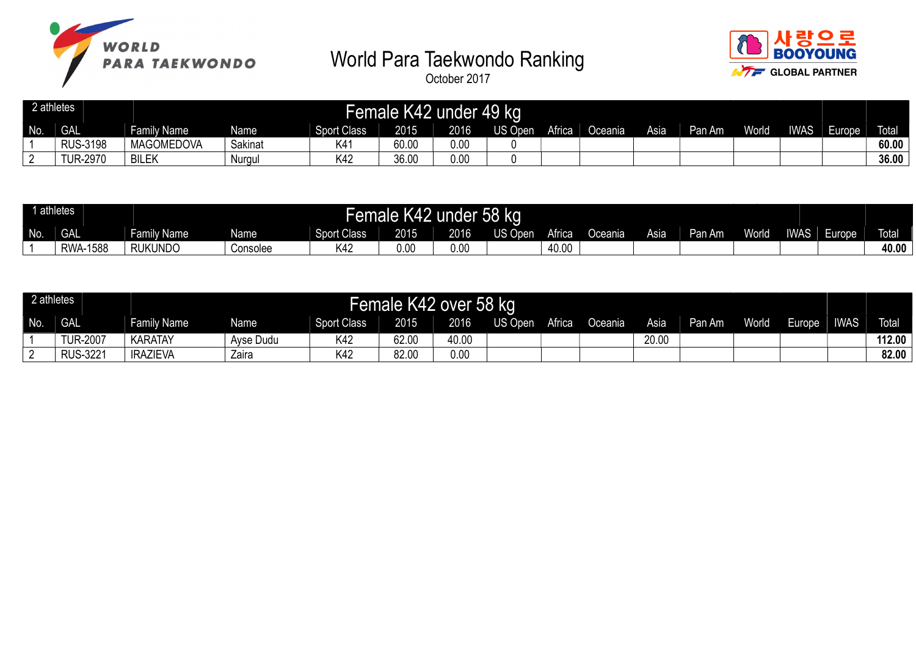# World Para Taekwondo Ranking

October 2017

| 2 athletes | Female K42 under 49 kg | | | | | | | | | | | | | | |
|---|---|---|---|---|---|---|---|---|---|---|---|---|---|---|---|
| No. | GAL | Family Name | Name | Sport Class | 2015 | 2016 | US Open | Africa | Oceania | Asia | Pan Am | World | IWAS | Europe | Total |
| 1 | RUS-3198 | MAGOMEDOVA | Sakinat | K41 | 60.00 | 0.00 | 0 | | | | | | | | **60.00** |
| 2 | TUR-2970 | BILEK | Nurgul | K42 | 36.00 | 0.00 | 0 | | | | | | | | **36.00** |

| 1 athletes | Female K42 under 58 kg | | | | | | | | | | | | | | |
|---|---|---|---|---|---|---|---|---|---|---|---|---|---|---|---|
| No. | GAL | Family Name | Name | Sport Class | 2015 | 2016 | US Open | Africa | Oceania | Asia | Pan Am | World | IWAS | Europe | Total |
| 1 | RWA-1588 | RUKUNDO | Consolee | K42 | 0.00 | 0.00 | | 40.00 | | | | | | | **40.00** |

| 2 athletes | Female K42 over 58 kg | | | | | | | | | | | | | | |
|---|---|---|---|---|---|---|---|---|---|---|---|---|---|---|---|
| No. | GAL | Family Name | Name | Sport Class | 2015 | 2016 | US Open | Africa | Oceania | Asia | Pan Am | World | Europe | IWAS | Total |
| 1 | TUR-2007 | KARATAY | Ayse Dudu | K42 | 62.00 | 40.00 | | | | 20.00 | | | | | **112.00** |
| 2 | RUS-3221 | IRAZIEVA | Zaira | K42 | 82.00 | 0.00 | | | | | | | | | **82.00** |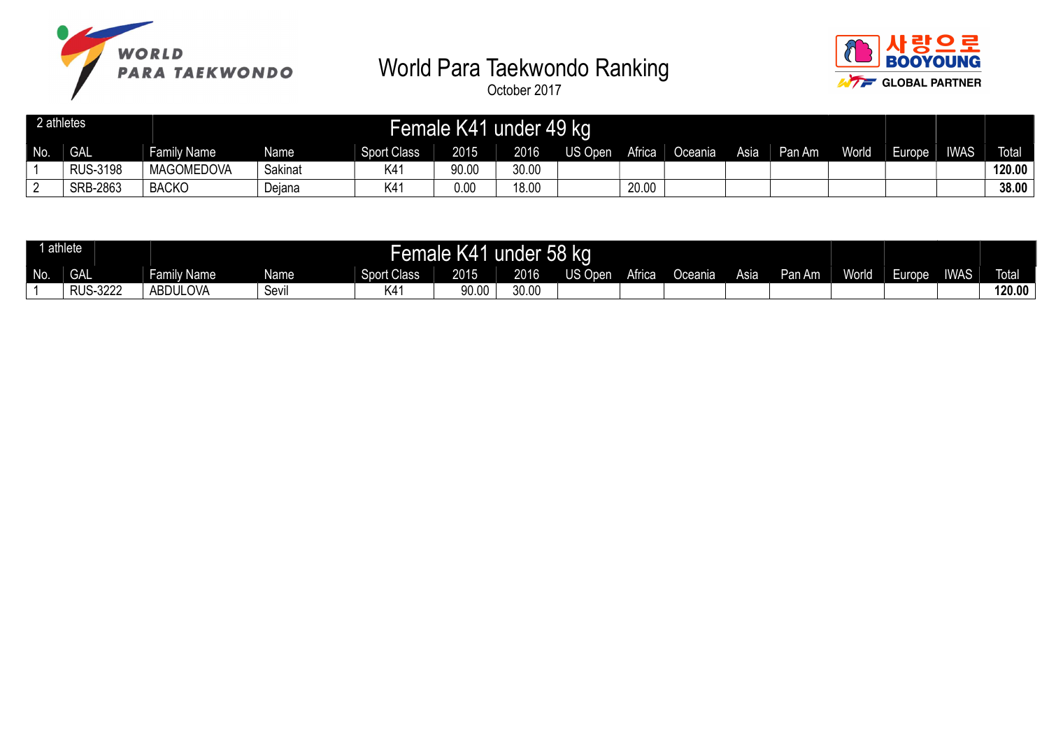# World Para Taekwondo Ranking

October 2017

## Female K41 under 49 kg

2 athletes

| No. | GAL | Family Name | Name | Sport Class | 2015 | 2016 | US Open | Africa | Oceania | Asia | Pan Am | World | Europe | IWAS | Total |
|---|---|---|---|---|---|---|---|---|---|---|---|---|---|---|---|
| 1 | RUS-3198 | MAGOMEDOVA | Sakinat | K41 | 90.00 | 30.00 | | | | | | | | | **120.00** |
| 2 | SRB-2863 | BACKO | Dejana | K41 | 0.00 | 18.00 | | 20.00 | | | | | | | **38.00** |

## Female K41 under 58 kg

1 athlete

| No. | GAL | Family Name | Name | Sport Class | 2015 | 2016 | US Open | Africa | Oceania | Asia | Pan Am | World | Europe | IWAS | Total |
|---|---|---|---|---|---|---|---|---|---|---|---|---|---|---|---|
| 1 | RUS-3222 | ABDULOVA | Sevil | K41 | 90.00 | 30.00 | | | | | | | | | **120.00** |